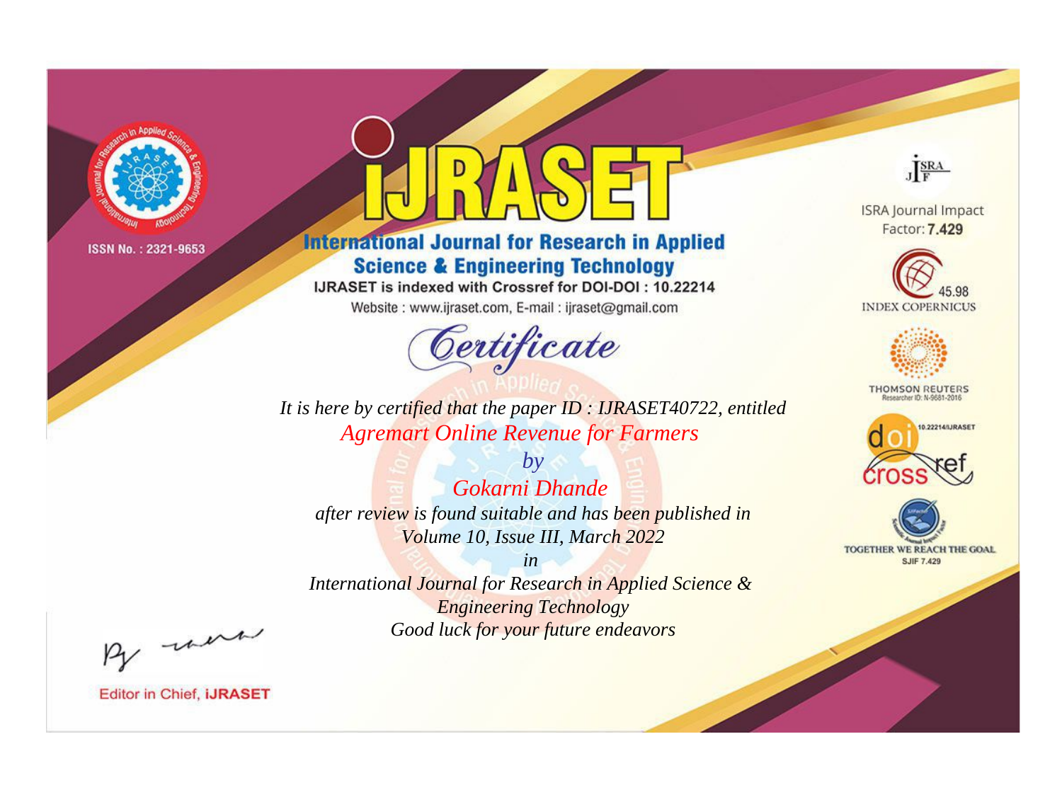ISSN No. : 2321-9653

# IJRASET

## International Journal for Research in Applied Science & Engineering Technology

IJRASET is indexed with Crossref for DOI-DOI : 10.22214

Website : www.ijraset.com, E-mail : ijraset@gmail.com

ISRA Journal Impact Factor: **7.429**

45.98 INDEX COPERNICUS

THOMSON REUTERS

Researcher ID: N-9681-2016

10.22214/IJRASET

TOGETHER WE REACH THE GOAL

SJIF 7.429

## *Certificate*

*It is here by certified that the paper ID : IJRASET40722, entitled*

*Agremart Online Revenue for Farmers*

*by*

*Gokarni Dhande*

*after review is found suitable and has been published in*

*Volume 10, Issue III, March 2022*

*in*

*International Journal for Research in Applied Science & Engineering Technology*

*Good luck for your future endeavors*

Editor in Chief, **IJRASET**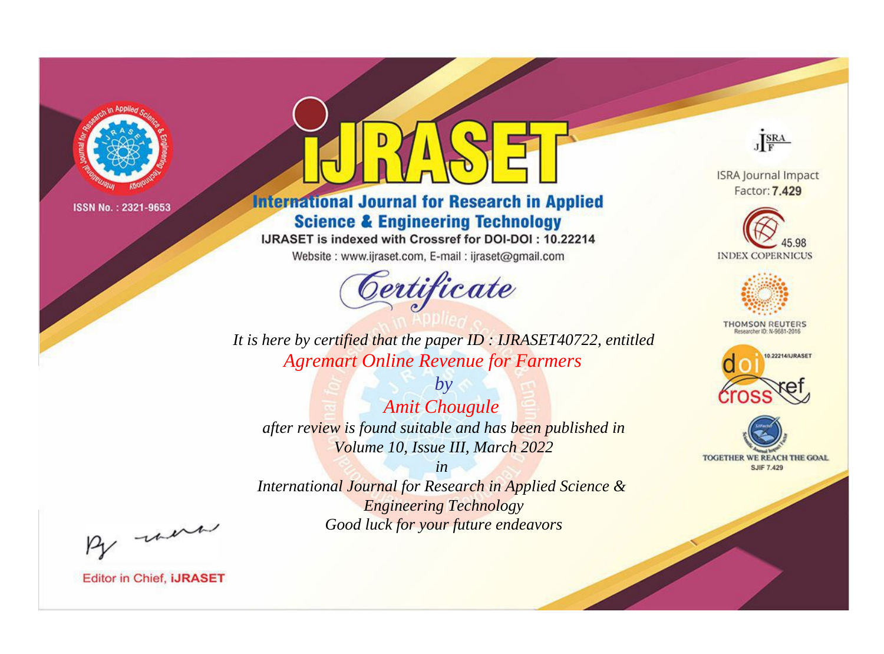ISSN No. : 2321-9653

# IJRASET

## International Journal for Research in Applied Science & Engineering Technology

IJRASET is indexed with Crossref for DOI-DOI : 10.22214

Website : www.ijraset.com, E-mail : ijraset@gmail.com

ISRA Journal Impact Factor: **7.429**

45.98 INDEX COPERNICUS

THOMSON REUTERS Researcher ID: N-9681-2016

10.22214/IJRASET

TOGETHER WE REACH THE GOAL SJIF 7.429

## *Certificate*

*It is here by certified that the paper ID : IJRASET40722, entitled*

*Agremart Online Revenue for Farmers*

*by*

*Amit Chougule*

*after review is found suitable and has been published in*

*Volume 10, Issue III, March 2022*

*in*

*International Journal for Research in Applied Science & Engineering Technology*

*Good luck for your future endeavors*

Editor in Chief, **iJRASET**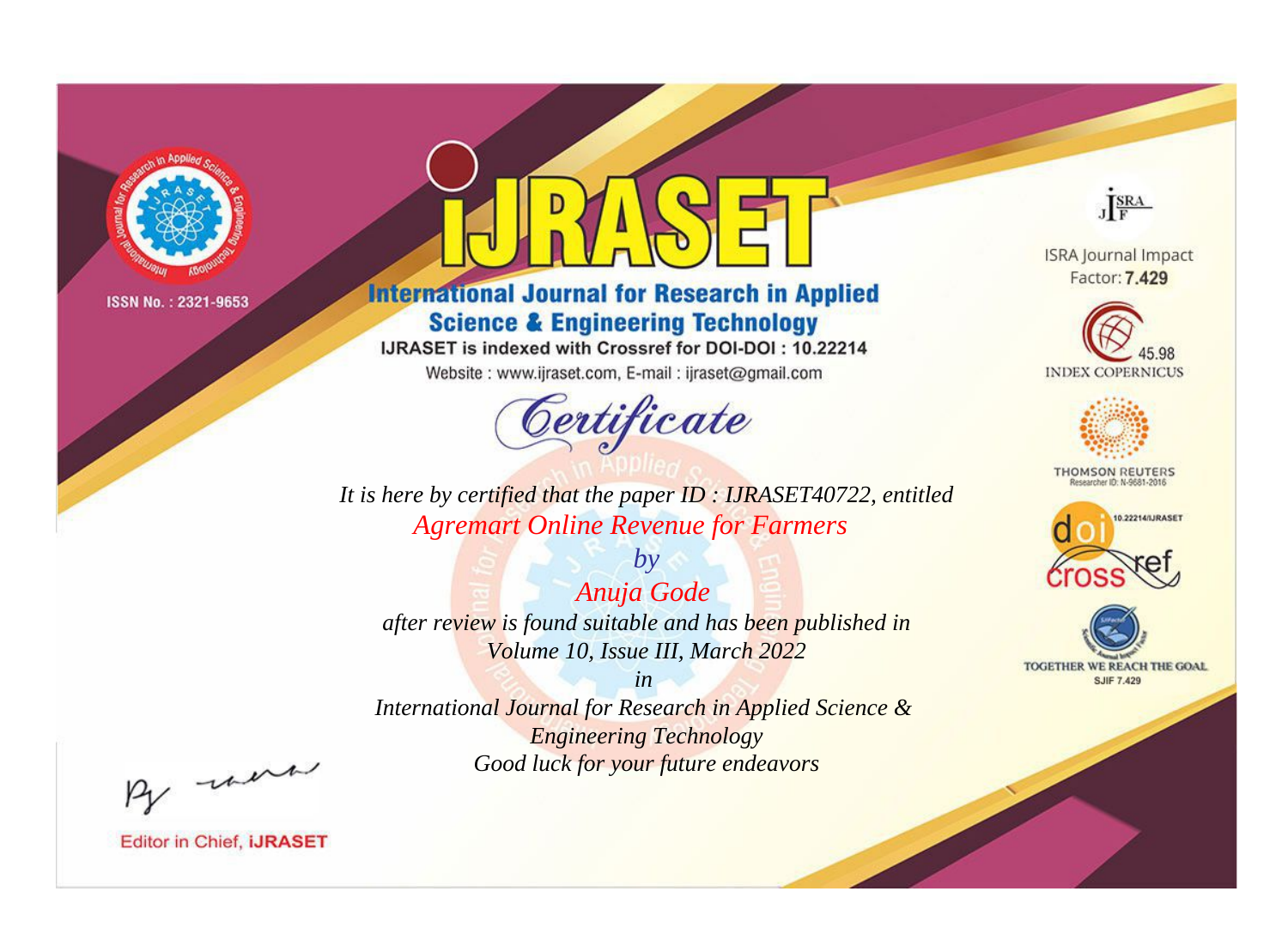ISSN No. : 2321-9653

# iJRASET

## International Journal for Research in Applied Science & Engineering Technology

IJRASET is indexed with Crossref for DOI-DOI : 10.22214

Website : www.ijraset.com, E-mail : ijraset@gmail.com

ISRA Journal Impact Factor: **7.429**

45.98 INDEX COPERNICUS

THOMSON REUTERS Researcher ID: N-9681-2016

10.22214/IJRASET

TOGETHER WE REACH THE GOAL SJIF 7.429

# *Certificate*

*It is here by certified that the paper ID : IJRASET40722, entitled*

*Agremart Online Revenue for Farmers*

*by*

*Anuja Gode*

*after review is found suitable and has been published in*

*Volume 10, Issue III, March 2022*

*in*

*International Journal for Research in Applied Science & Engineering Technology*

*Good luck for your future endeavors*

Editor in Chief, **iJRASET**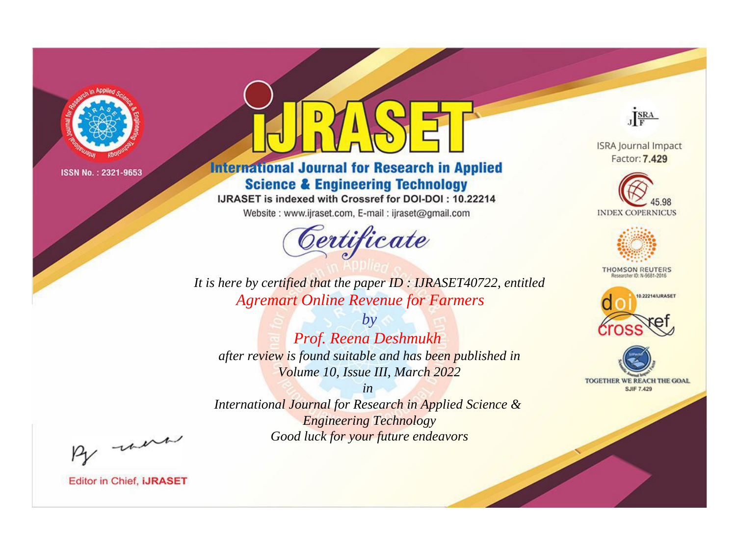ISSN No. : 2321-9653

# IJRASET

## International Journal for Research in Applied Science & Engineering Technology

IJRASET is indexed with Crossref for DOI-DOI : 10.22214

Website : www.ijraset.com, E-mail : ijraset@gmail.com

*Certificate*

*It is here by certified that the paper ID : IJRASET40722, entitled*

*Agremart Online Revenue for Farmers*

*by*

*Prof. Reena Deshmukh*

*after review is found suitable and has been published in*

*Volume 10, Issue III, March 2022*

*in*

*International Journal for Research in Applied Science & Engineering Technology*

*Good luck for your future endeavors*

ISRA Journal Impact Factor: **7.429**

45.98 INDEX COPERNICUS

THOMSON REUTERS Researcher ID: N-9681-2016

10.22214/IJRASET

TOGETHER WE REACH THE GOAL SJIF 7.429

Editor in Chief, **iJRASET**